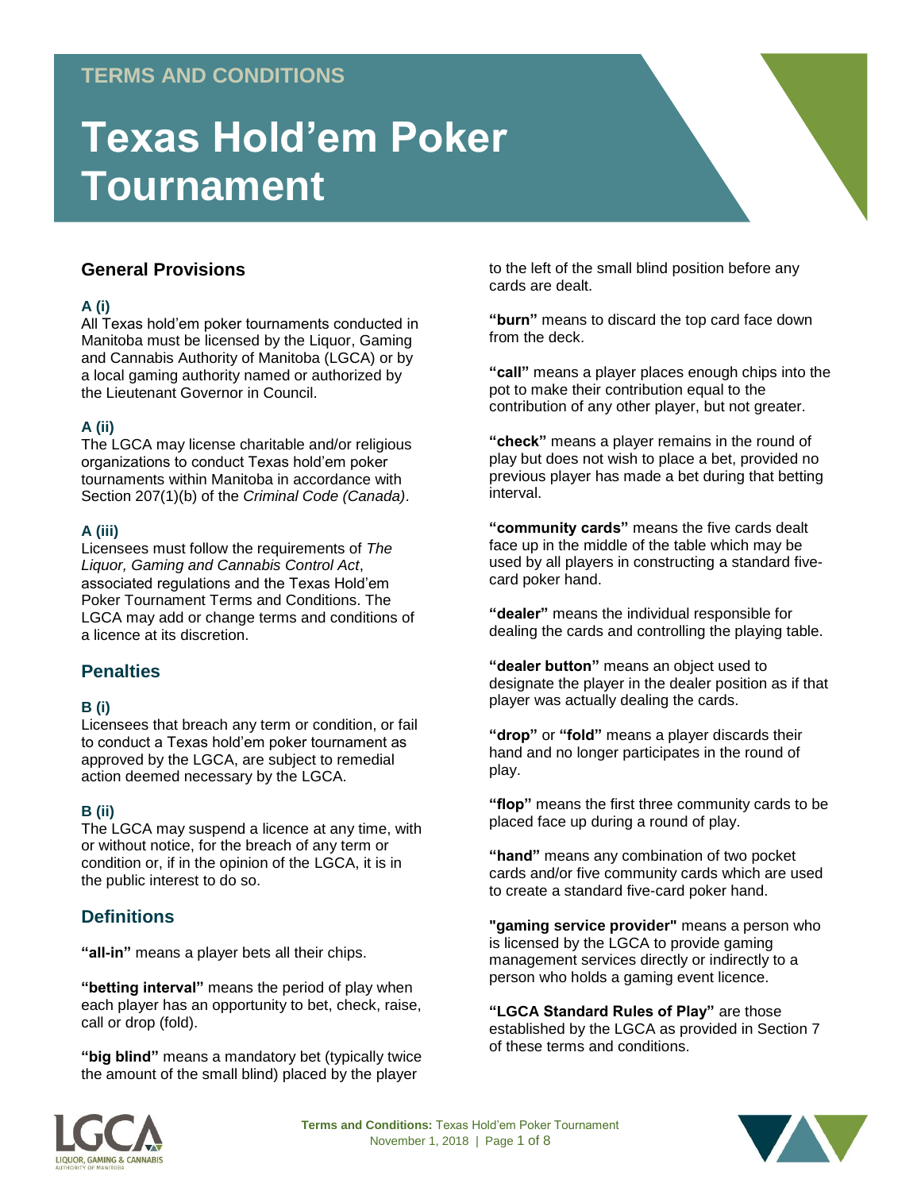TERMS AND CONDITIONS

# Texas Hold'em Poker Tournament

## General Provisions

### A (i)

All Texas hold'em poker tournaments conducted in Manitoba must be licensed by the Liquor, Gaming and Cannabis Authority of Manitoba (LGCA) or by a local gaming authority named or authorized by the Lieutenant Governor in Council.

### A (ii)

The LGCA may license charitable and/or religious organizations to conduct Texas hold'em poker tournaments within Manitoba in accordance with Section 207(1)(b) of the *Criminal Code (Canada)*.

### A (iii)

Licensees must follow the requirements of *The Liquor, Gaming and Cannabis Control Act*, associated regulations and the Texas Hold'em Poker Tournament Terms and Conditions. The LGCA may add or change terms and conditions of a licence at its discretion.

## Penalties

### B (i)

Licensees that breach any term or condition, or fail to conduct a Texas hold'em poker tournament as approved by the LGCA, are subject to remedial action deemed necessary by the LGCA.

### B (ii)

The LGCA may suspend a licence at any time, with or without notice, for the breach of any term or condition or, if in the opinion of the LGCA, it is in the public interest to do so.

## Definitions

**"all-in"** means a player bets all their chips.

**"betting interval"** means the period of play when each player has an opportunity to bet, check, raise, call or drop (fold).

**"big blind"** means a mandatory bet (typically twice the amount of the small blind) placed by the player to the left of the small blind position before any cards are dealt.

**"burn"** means to discard the top card face down from the deck.

**"call"** means a player places enough chips into the pot to make their contribution equal to the contribution of any other player, but not greater.

**"check"** means a player remains in the round of play but does not wish to place a bet, provided no previous player has made a bet during that betting interval.

**"community cards"** means the five cards dealt face up in the middle of the table which may be used by all players in constructing a standard five-card poker hand.

**"dealer"** means the individual responsible for dealing the cards and controlling the playing table.

**"dealer button"** means an object used to designate the player in the dealer position as if that player was actually dealing the cards.

**"drop"** or **"fold"** means a player discards their hand and no longer participates in the round of play.

**"flop"** means the first three community cards to be placed face up during a round of play.

**"hand"** means any combination of two pocket cards and/or five community cards which are used to create a standard five-card poker hand.

**"gaming service provider"** means a person who is licensed by the LGCA to provide gaming management services directly or indirectly to a person who holds a gaming event licence.

**"LGCA Standard Rules of Play"** are those established by the LGCA as provided in Section 7 of these terms and conditions.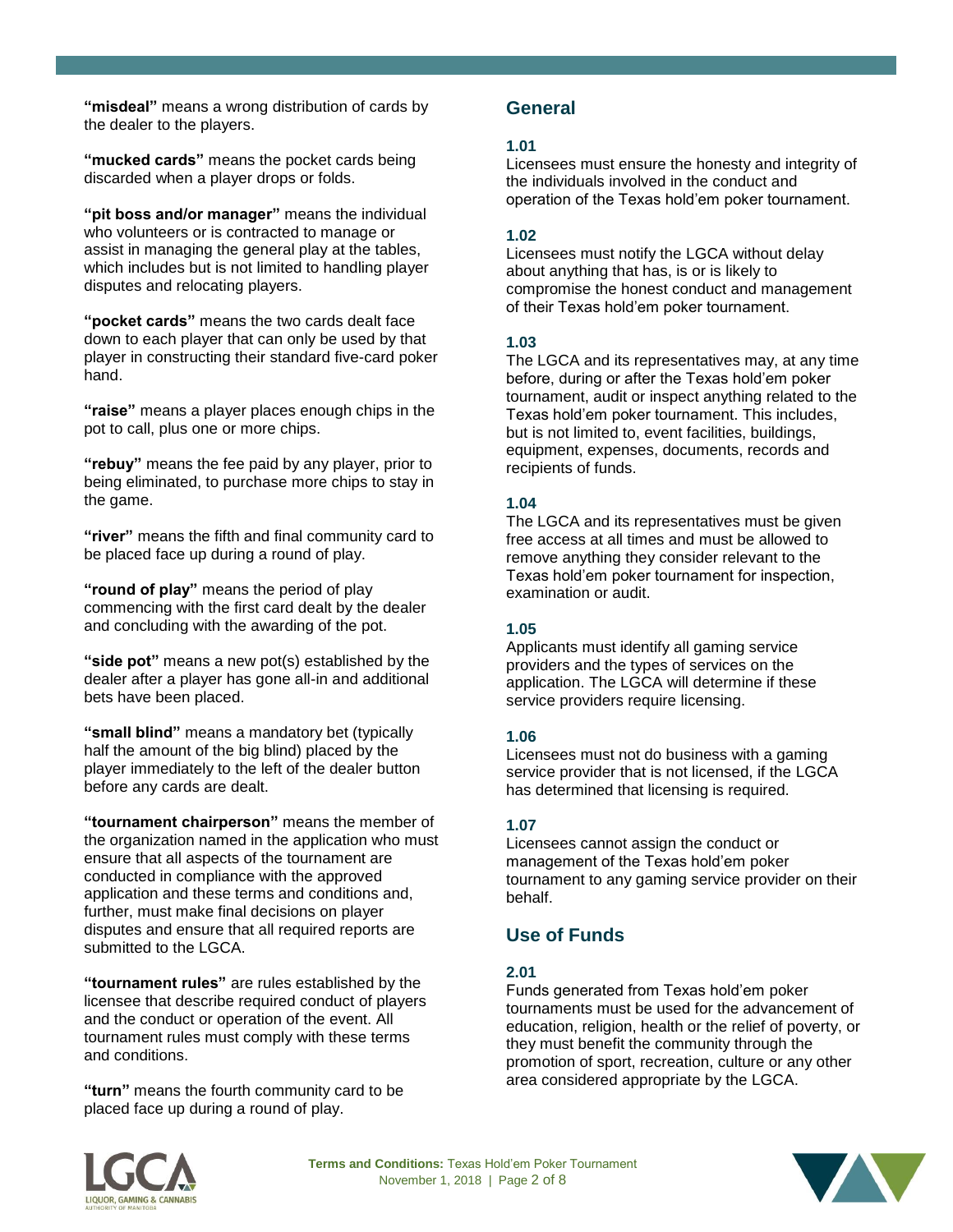**"misdeal"** means a wrong distribution of cards by the dealer to the players.

**"mucked cards"** means the pocket cards being discarded when a player drops or folds.

**"pit boss and/or manager"** means the individual who volunteers or is contracted to manage or assist in managing the general play at the tables, which includes but is not limited to handling player disputes and relocating players.

**"pocket cards"** means the two cards dealt face down to each player that can only be used by that player in constructing their standard five-card poker hand.

**"raise"** means a player places enough chips in the pot to call, plus one or more chips.

**"rebuy"** means the fee paid by any player, prior to being eliminated, to purchase more chips to stay in the game.

**"river"** means the fifth and final community card to be placed face up during a round of play.

**"round of play"** means the period of play commencing with the first card dealt by the dealer and concluding with the awarding of the pot.

**"side pot"** means a new pot(s) established by the dealer after a player has gone all-in and additional bets have been placed.

**"small blind"** means a mandatory bet (typically half the amount of the big blind) placed by the player immediately to the left of the dealer button before any cards are dealt.

**"tournament chairperson"** means the member of the organization named in the application who must ensure that all aspects of the tournament are conducted in compliance with the approved application and these terms and conditions and, further, must make final decisions on player disputes and ensure that all required reports are submitted to the LGCA.

**"tournament rules"** are rules established by the licensee that describe required conduct of players and the conduct or operation of the event. All tournament rules must comply with these terms and conditions.

**"turn"** means the fourth community card to be placed face up during a round of play.

## General

### 1.01

Licensees must ensure the honesty and integrity of the individuals involved in the conduct and operation of the Texas hold'em poker tournament.

### 1.02

Licensees must notify the LGCA without delay about anything that has, is or is likely to compromise the honest conduct and management of their Texas hold'em poker tournament.

### 1.03

The LGCA and its representatives may, at any time before, during or after the Texas hold'em poker tournament, audit or inspect anything related to the Texas hold'em poker tournament. This includes, but is not limited to, event facilities, buildings, equipment, expenses, documents, records and recipients of funds.

### 1.04

The LGCA and its representatives must be given free access at all times and must be allowed to remove anything they consider relevant to the Texas hold'em poker tournament for inspection, examination or audit.

### 1.05

Applicants must identify all gaming service providers and the types of services on the application. The LGCA will determine if these service providers require licensing.

### 1.06

Licensees must not do business with a gaming service provider that is not licensed, if the LGCA has determined that licensing is required.

### 1.07

Licensees cannot assign the conduct or management of the Texas hold'em poker tournament to any gaming service provider on their behalf.

## Use of Funds

### 2.01

Funds generated from Texas hold'em poker tournaments must be used for the advancement of education, religion, health or the relief of poverty, or they must benefit the community through the promotion of sport, recreation, culture or any other area considered appropriate by the LGCA.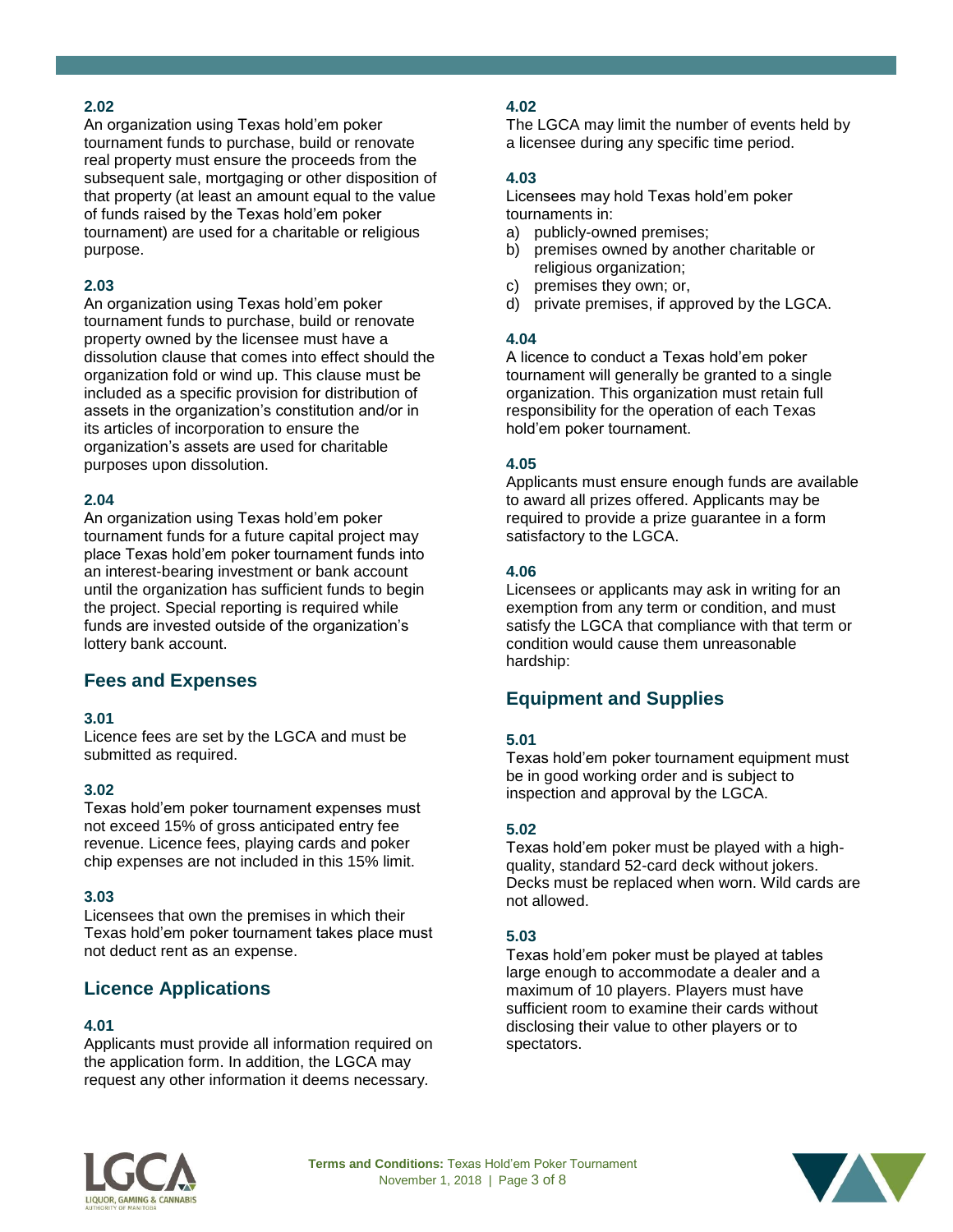**2.02**
An organization using Texas hold'em poker tournament funds to purchase, build or renovate real property must ensure the proceeds from the subsequent sale, mortgaging or other disposition of that property (at least an amount equal to the value of funds raised by the Texas hold'em poker tournament) are used for a charitable or religious purpose.

**2.03**
An organization using Texas hold'em poker tournament funds to purchase, build or renovate property owned by the licensee must have a dissolution clause that comes into effect should the organization fold or wind up. This clause must be included as a specific provision for distribution of assets in the organization's constitution and/or in its articles of incorporation to ensure the organization's assets are used for charitable purposes upon dissolution.

**2.04**
An organization using Texas hold'em poker tournament funds for a future capital project may place Texas hold'em poker tournament funds into an interest-bearing investment or bank account until the organization has sufficient funds to begin the project. Special reporting is required while funds are invested outside of the organization's lottery bank account.

## Fees and Expenses

**3.01**
Licence fees are set by the LGCA and must be submitted as required.

**3.02**
Texas hold'em poker tournament expenses must not exceed 15% of gross anticipated entry fee revenue. Licence fees, playing cards and poker chip expenses are not included in this 15% limit.

**3.03**
Licensees that own the premises in which their Texas hold'em poker tournament takes place must not deduct rent as an expense.

## Licence Applications

**4.01**
Applicants must provide all information required on the application form. In addition, the LGCA may request any other information it deems necessary.

**4.02**
The LGCA may limit the number of events held by a licensee during any specific time period.

**4.03**
Licensees may hold Texas hold'em poker tournaments in:

a) publicly-owned premises;
b) premises owned by another charitable or religious organization;
c) premises they own; or,
d) private premises, if approved by the LGCA.

**4.04**
A licence to conduct a Texas hold'em poker tournament will generally be granted to a single organization. This organization must retain full responsibility for the operation of each Texas hold'em poker tournament.

**4.05**
Applicants must ensure enough funds are available to award all prizes offered. Applicants may be required to provide a prize guarantee in a form satisfactory to the LGCA.

**4.06**
Licensees or applicants may ask in writing for an exemption from any term or condition, and must satisfy the LGCA that compliance with that term or condition would cause them unreasonable hardship:

## Equipment and Supplies

**5.01**
Texas hold'em poker tournament equipment must be in good working order and is subject to inspection and approval by the LGCA.

**5.02**
Texas hold'em poker must be played with a high-quality, standard 52-card deck without jokers. Decks must be replaced when worn. Wild cards are not allowed.

**5.03**
Texas hold'em poker must be played at tables large enough to accommodate a dealer and a maximum of 10 players. Players must have sufficient room to examine their cards without disclosing their value to other players or to spectators.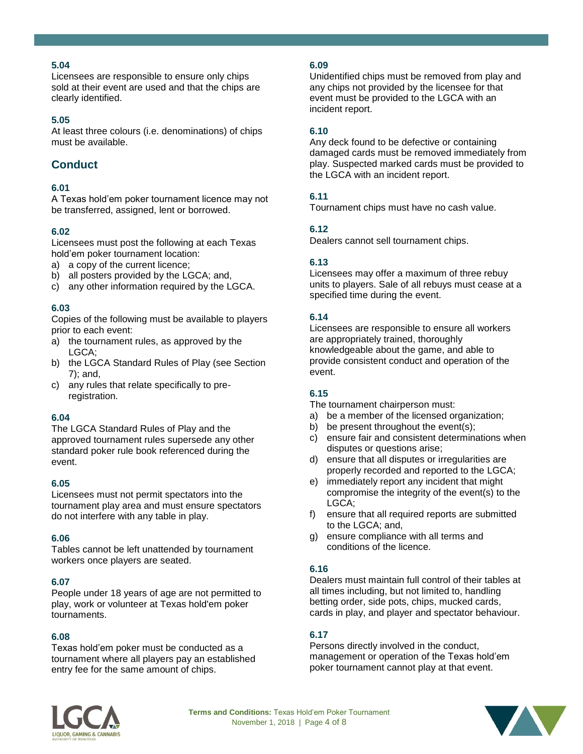### 5.04

Licensees are responsible to ensure only chips sold at their event are used and that the chips are clearly identified.

### 5.05

At least three colours (i.e. denominations) of chips must be available.

## Conduct

### 6.01

A Texas hold'em poker tournament licence may not be transferred, assigned, lent or borrowed.

### 6.02

Licensees must post the following at each Texas hold'em poker tournament location:

a) a copy of the current licence;
b) all posters provided by the LGCA; and,
c) any other information required by the LGCA.

### 6.03

Copies of the following must be available to players prior to each event:

a) the tournament rules, as approved by the LGCA;
b) the LGCA Standard Rules of Play (see Section 7); and,
c) any rules that relate specifically to pre-registration.

### 6.04

The LGCA Standard Rules of Play and the approved tournament rules supersede any other standard poker rule book referenced during the event.

### 6.05

Licensees must not permit spectators into the tournament play area and must ensure spectators do not interfere with any table in play.

### 6.06

Tables cannot be left unattended by tournament workers once players are seated.

### 6.07

People under 18 years of age are not permitted to play, work or volunteer at Texas hold'em poker tournaments.

### 6.08

Texas hold'em poker must be conducted as a tournament where all players pay an established entry fee for the same amount of chips.

### 6.09

Unidentified chips must be removed from play and any chips not provided by the licensee for that event must be provided to the LGCA with an incident report.

### 6.10

Any deck found to be defective or containing damaged cards must be removed immediately from play. Suspected marked cards must be provided to the LGCA with an incident report.

### 6.11

Tournament chips must have no cash value.

### 6.12

Dealers cannot sell tournament chips.

### 6.13

Licensees may offer a maximum of three rebuy units to players. Sale of all rebuys must cease at a specified time during the event.

### 6.14

Licensees are responsible to ensure all workers are appropriately trained, thoroughly knowledgeable about the game, and able to provide consistent conduct and operation of the event.

### 6.15

The tournament chairperson must:

a) be a member of the licensed organization;
b) be present throughout the event(s);
c) ensure fair and consistent determinations when disputes or questions arise;
d) ensure that all disputes or irregularities are properly recorded and reported to the LGCA;
e) immediately report any incident that might compromise the integrity of the event(s) to the LGCA;
f) ensure that all required reports are submitted to the LGCA; and,
g) ensure compliance with all terms and conditions of the licence.

### 6.16

Dealers must maintain full control of their tables at all times including, but not limited to, handling betting order, side pots, chips, mucked cards, cards in play, and player and spectator behaviour.

### 6.17

Persons directly involved in the conduct, management or operation of the Texas hold'em poker tournament cannot play at that event.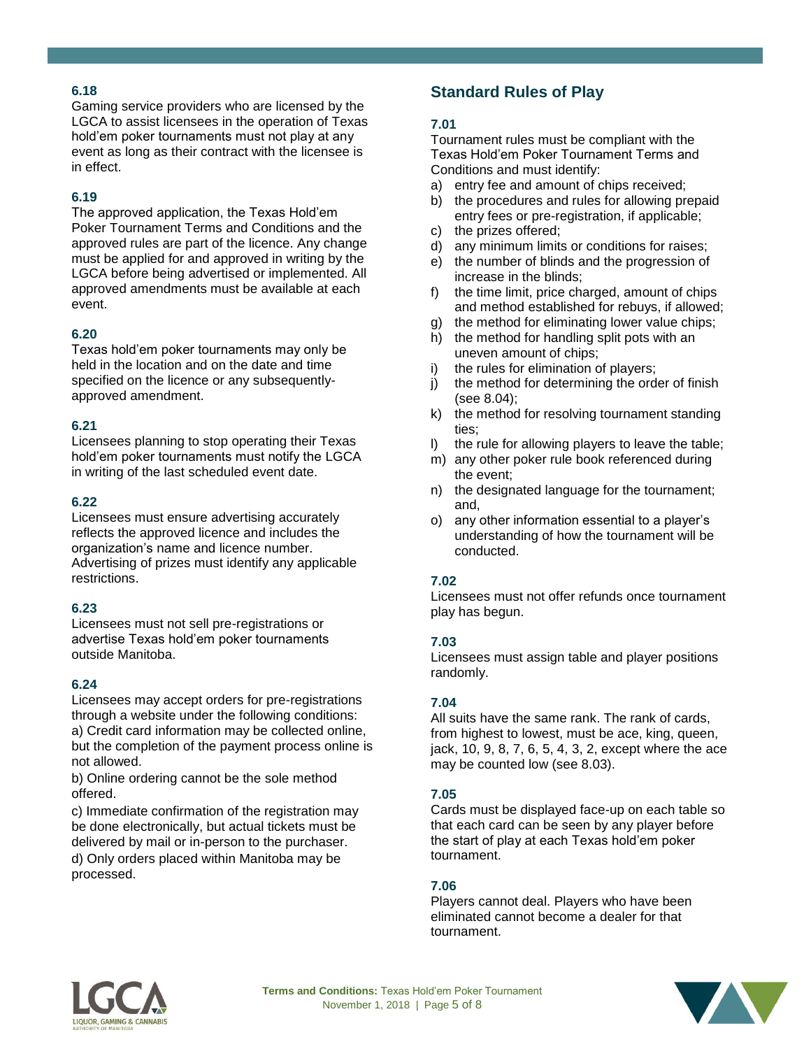### 6.18

Gaming service providers who are licensed by the LGCA to assist licensees in the operation of Texas hold'em poker tournaments must not play at any event as long as their contract with the licensee is in effect.

### 6.19

The approved application, the Texas Hold'em Poker Tournament Terms and Conditions and the approved rules are part of the licence. Any change must be applied for and approved in writing by the LGCA before being advertised or implemented. All approved amendments must be available at each event.

### 6.20

Texas hold'em poker tournaments may only be held in the location and on the date and time specified on the licence or any subsequently-approved amendment.

### 6.21

Licensees planning to stop operating their Texas hold'em poker tournaments must notify the LGCA in writing of the last scheduled event date.

### 6.22

Licensees must ensure advertising accurately reflects the approved licence and includes the organization's name and licence number. Advertising of prizes must identify any applicable restrictions.

### 6.23

Licensees must not sell pre-registrations or advertise Texas hold'em poker tournaments outside Manitoba.

### 6.24

Licensees may accept orders for pre-registrations through a website under the following conditions:

a) Credit card information may be collected online, but the completion of the payment process online is not allowed.

b) Online ordering cannot be the sole method offered.

c) Immediate confirmation of the registration may be done electronically, but actual tickets must be delivered by mail or in-person to the purchaser.

d) Only orders placed within Manitoba may be processed.

## Standard Rules of Play

### 7.01

Tournament rules must be compliant with the Texas Hold'em Poker Tournament Terms and Conditions and must identify:

a) entry fee and amount of chips received;
b) the procedures and rules for allowing prepaid entry fees or pre-registration, if applicable;
c) the prizes offered;
d) any minimum limits or conditions for raises;
e) the number of blinds and the progression of increase in the blinds;
f) the time limit, price charged, amount of chips and method established for rebuys, if allowed;
g) the method for eliminating lower value chips;
h) the method for handling split pots with an uneven amount of chips;
i) the rules for elimination of players;
j) the method for determining the order of finish (see 8.04);
k) the method for resolving tournament standing ties;
l) the rule for allowing players to leave the table;
m) any other poker rule book referenced during the event;
n) the designated language for the tournament; and,
o) any other information essential to a player's understanding of how the tournament will be conducted.

### 7.02

Licensees must not offer refunds once tournament play has begun.

### 7.03

Licensees must assign table and player positions randomly.

### 7.04

All suits have the same rank. The rank of cards, from highest to lowest, must be ace, king, queen, jack, 10, 9, 8, 7, 6, 5, 4, 3, 2, except where the ace may be counted low (see 8.03).

### 7.05

Cards must be displayed face-up on each table so that each card can be seen by any player before the start of play at each Texas hold'em poker tournament.

### 7.06

Players cannot deal. Players who have been eliminated cannot become a dealer for that tournament.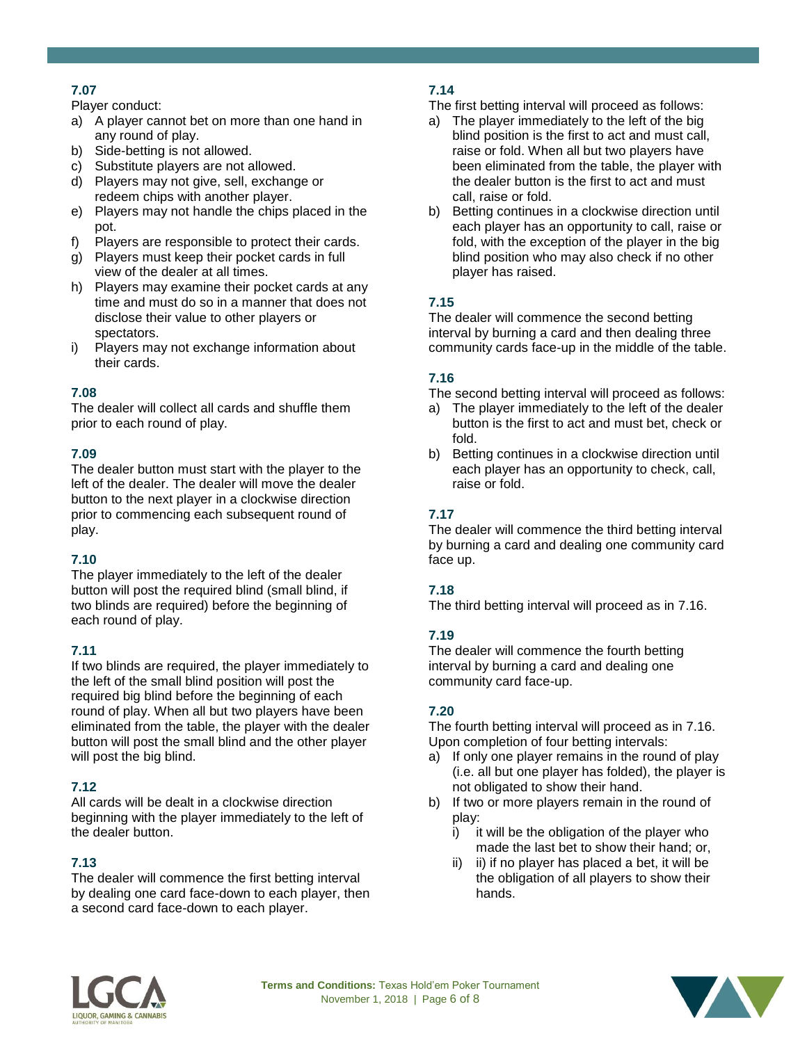### 7.07

Player conduct:

a) A player cannot bet on more than one hand in any round of play.
b) Side-betting is not allowed.
c) Substitute players are not allowed.
d) Players may not give, sell, exchange or redeem chips with another player.
e) Players may not handle the chips placed in the pot.
f) Players are responsible to protect their cards.
g) Players must keep their pocket cards in full view of the dealer at all times.
h) Players may examine their pocket cards at any time and must do so in a manner that does not disclose their value to other players or spectators.
i) Players may not exchange information about their cards.

### 7.08

The dealer will collect all cards and shuffle them prior to each round of play.

### 7.09

The dealer button must start with the player to the left of the dealer. The dealer will move the dealer button to the next player in a clockwise direction prior to commencing each subsequent round of play.

### 7.10

The player immediately to the left of the dealer button will post the required blind (small blind, if two blinds are required) before the beginning of each round of play.

### 7.11

If two blinds are required, the player immediately to the left of the small blind position will post the required big blind before the beginning of each round of play. When all but two players have been eliminated from the table, the player with the dealer button will post the small blind and the other player will post the big blind.

### 7.12

All cards will be dealt in a clockwise direction beginning with the player immediately to the left of the dealer button.

### 7.13

The dealer will commence the first betting interval by dealing one card face-down to each player, then a second card face-down to each player.

### 7.14

The first betting interval will proceed as follows:

a) The player immediately to the left of the big blind position is the first to act and must call, raise or fold. When all but two players have been eliminated from the table, the player with the dealer button is the first to act and must call, raise or fold.
b) Betting continues in a clockwise direction until each player has an opportunity to call, raise or fold, with the exception of the player in the big blind position who may also check if no other player has raised.

### 7.15

The dealer will commence the second betting interval by burning a card and then dealing three community cards face-up in the middle of the table.

### 7.16

The second betting interval will proceed as follows:

a) The player immediately to the left of the dealer button is the first to act and must bet, check or fold.
b) Betting continues in a clockwise direction until each player has an opportunity to check, call, raise or fold.

### 7.17

The dealer will commence the third betting interval by burning a card and dealing one community card face up.

### 7.18

The third betting interval will proceed as in 7.16.

### 7.19

The dealer will commence the fourth betting interval by burning a card and dealing one community card face-up.

### 7.20

The fourth betting interval will proceed as in 7.16. Upon completion of four betting intervals:

a) If only one player remains in the round of play (i.e. all but one player has folded), the player is not obligated to show their hand.
b) If two or more players remain in the round of play:
   i) it will be the obligation of the player who made the last bet to show their hand; or,
   ii) ii) if no player has placed a bet, it will be the obligation of all players to show their hands.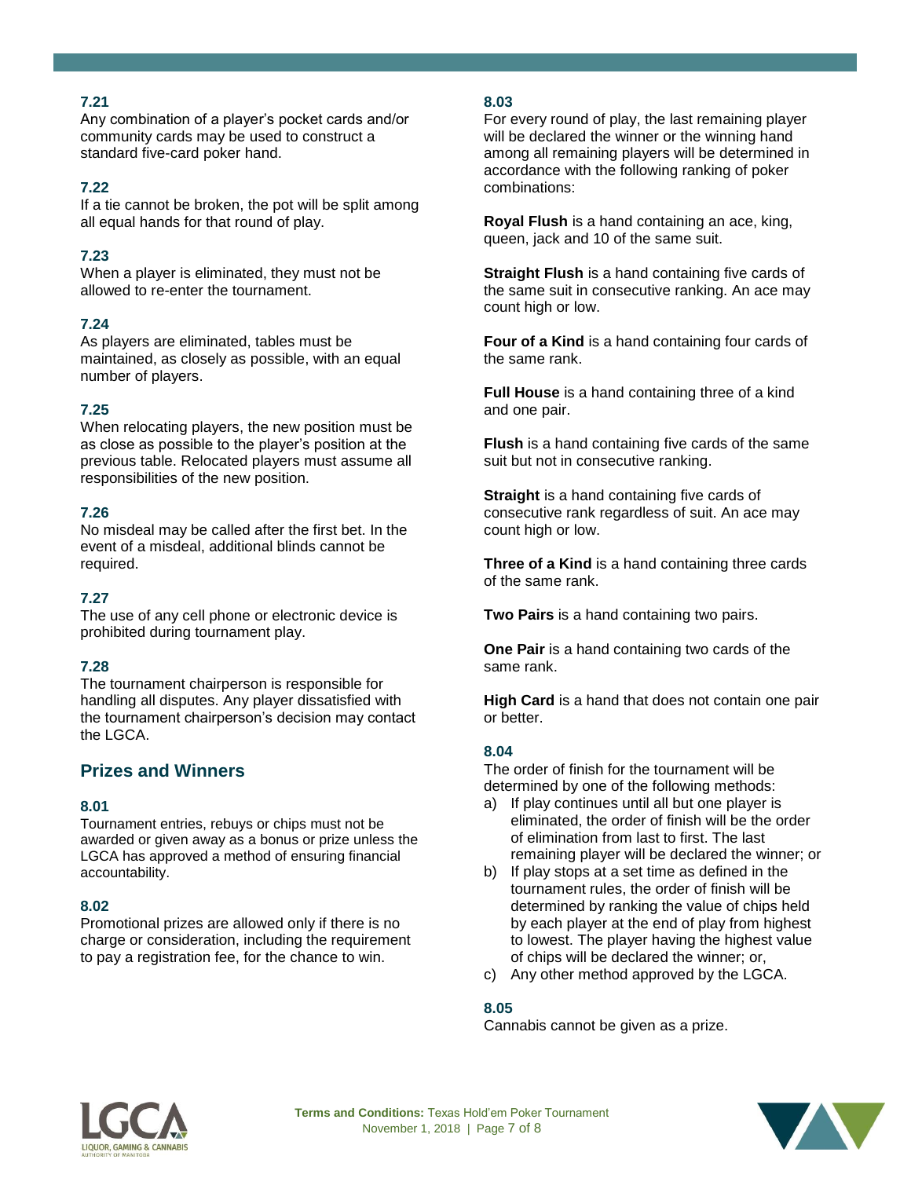### 7.21

Any combination of a player's pocket cards and/or community cards may be used to construct a standard five-card poker hand.

### 7.22

If a tie cannot be broken, the pot will be split among all equal hands for that round of play.

### 7.23

When a player is eliminated, they must not be allowed to re-enter the tournament.

### 7.24

As players are eliminated, tables must be maintained, as closely as possible, with an equal number of players.

### 7.25

When relocating players, the new position must be as close as possible to the player's position at the previous table. Relocated players must assume all responsibilities of the new position.

### 7.26

No misdeal may be called after the first bet. In the event of a misdeal, additional blinds cannot be required.

### 7.27

The use of any cell phone or electronic device is prohibited during tournament play.

### 7.28

The tournament chairperson is responsible for handling all disputes. Any player dissatisfied with the tournament chairperson's decision may contact the LGCA.

## Prizes and Winners

### 8.01

Tournament entries, rebuys or chips must not be awarded or given away as a bonus or prize unless the LGCA has approved a method of ensuring financial accountability.

### 8.02

Promotional prizes are allowed only if there is no charge or consideration, including the requirement to pay a registration fee, for the chance to win.

### 8.03

For every round of play, the last remaining player will be declared the winner or the winning hand among all remaining players will be determined in accordance with the following ranking of poker combinations:

**Royal Flush** is a hand containing an ace, king, queen, jack and 10 of the same suit.

**Straight Flush** is a hand containing five cards of the same suit in consecutive ranking. An ace may count high or low.

**Four of a Kind** is a hand containing four cards of the same rank.

**Full House** is a hand containing three of a kind and one pair.

**Flush** is a hand containing five cards of the same suit but not in consecutive ranking.

**Straight** is a hand containing five cards of consecutive rank regardless of suit. An ace may count high or low.

**Three of a Kind** is a hand containing three cards of the same rank.

**Two Pairs** is a hand containing two pairs.

**One Pair** is a hand containing two cards of the same rank.

**High Card** is a hand that does not contain one pair or better.

### 8.04

The order of finish for the tournament will be determined by one of the following methods:

a) If play continues until all but one player is eliminated, the order of finish will be the order of elimination from last to first. The last remaining player will be declared the winner; or
b) If play stops at a set time as defined in the tournament rules, the order of finish will be determined by ranking the value of chips held by each player at the end of play from highest to lowest. The player having the highest value of chips will be declared the winner; or,
c) Any other method approved by the LGCA.

### 8.05

Cannabis cannot be given as a prize.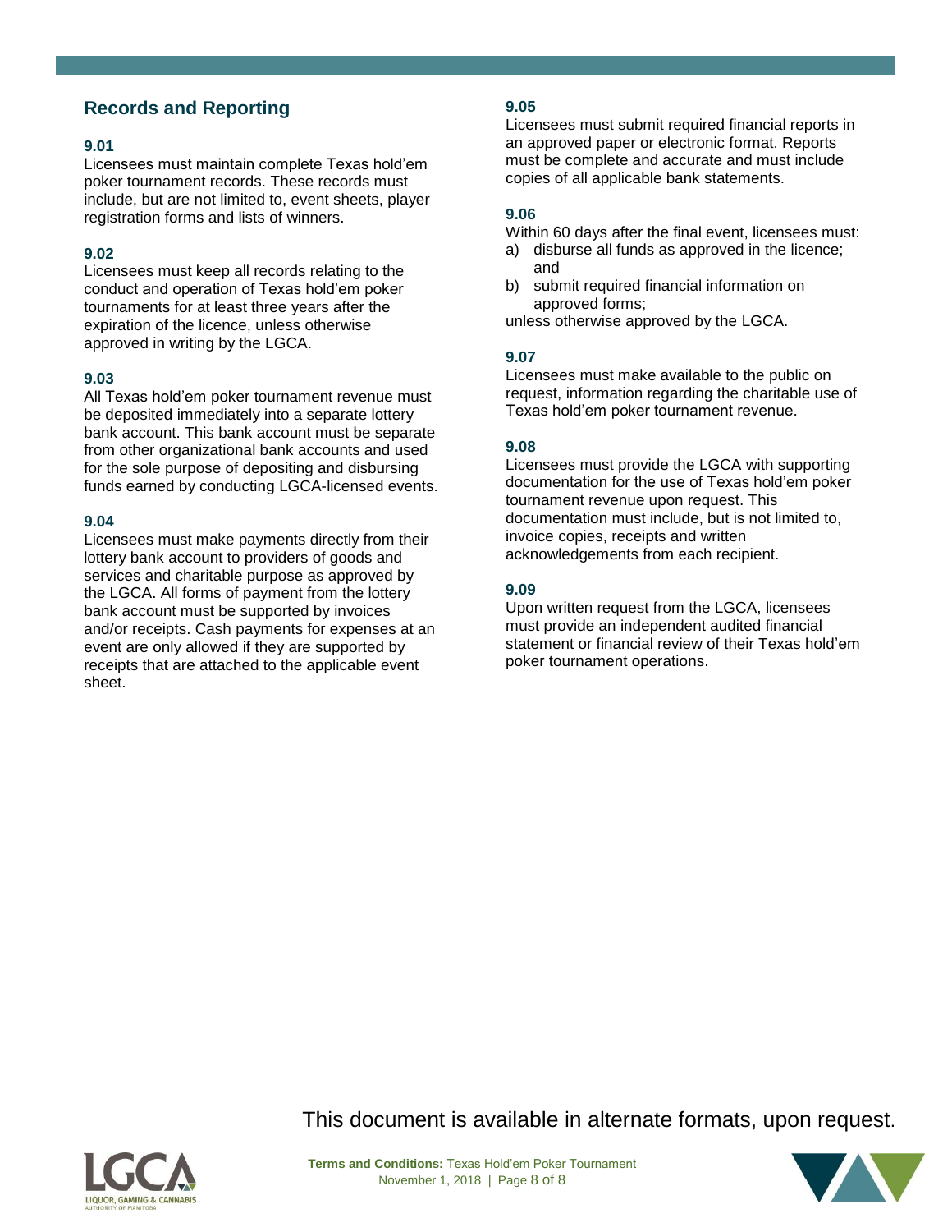## Records and Reporting

### 9.01

Licensees must maintain complete Texas hold'em poker tournament records. These records must include, but are not limited to, event sheets, player registration forms and lists of winners.

### 9.02

Licensees must keep all records relating to the conduct and operation of Texas hold'em poker tournaments for at least three years after the expiration of the licence, unless otherwise approved in writing by the LGCA.

### 9.03

All Texas hold'em poker tournament revenue must be deposited immediately into a separate lottery bank account. This bank account must be separate from other organizational bank accounts and used for the sole purpose of depositing and disbursing funds earned by conducting LGCA-licensed events.

### 9.04

Licensees must make payments directly from their lottery bank account to providers of goods and services and charitable purpose as approved by the LGCA. All forms of payment from the lottery bank account must be supported by invoices and/or receipts. Cash payments for expenses at an event are only allowed if they are supported by receipts that are attached to the applicable event sheet.

### 9.05

Licensees must submit required financial reports in an approved paper or electronic format. Reports must be complete and accurate and must include copies of all applicable bank statements.

### 9.06

Within 60 days after the final event, licensees must:

a) disburse all funds as approved in the licence; and
b) submit required financial information on approved forms;

unless otherwise approved by the LGCA.

### 9.07

Licensees must make available to the public on request, information regarding the charitable use of Texas hold'em poker tournament revenue.

### 9.08

Licensees must provide the LGCA with supporting documentation for the use of Texas hold'em poker tournament revenue upon request. This documentation must include, but is not limited to, invoice copies, receipts and written acknowledgements from each recipient.

### 9.09

Upon written request from the LGCA, licensees must provide an independent audited financial statement or financial review of their Texas hold'em poker tournament operations.

This document is available in alternate formats, upon request.